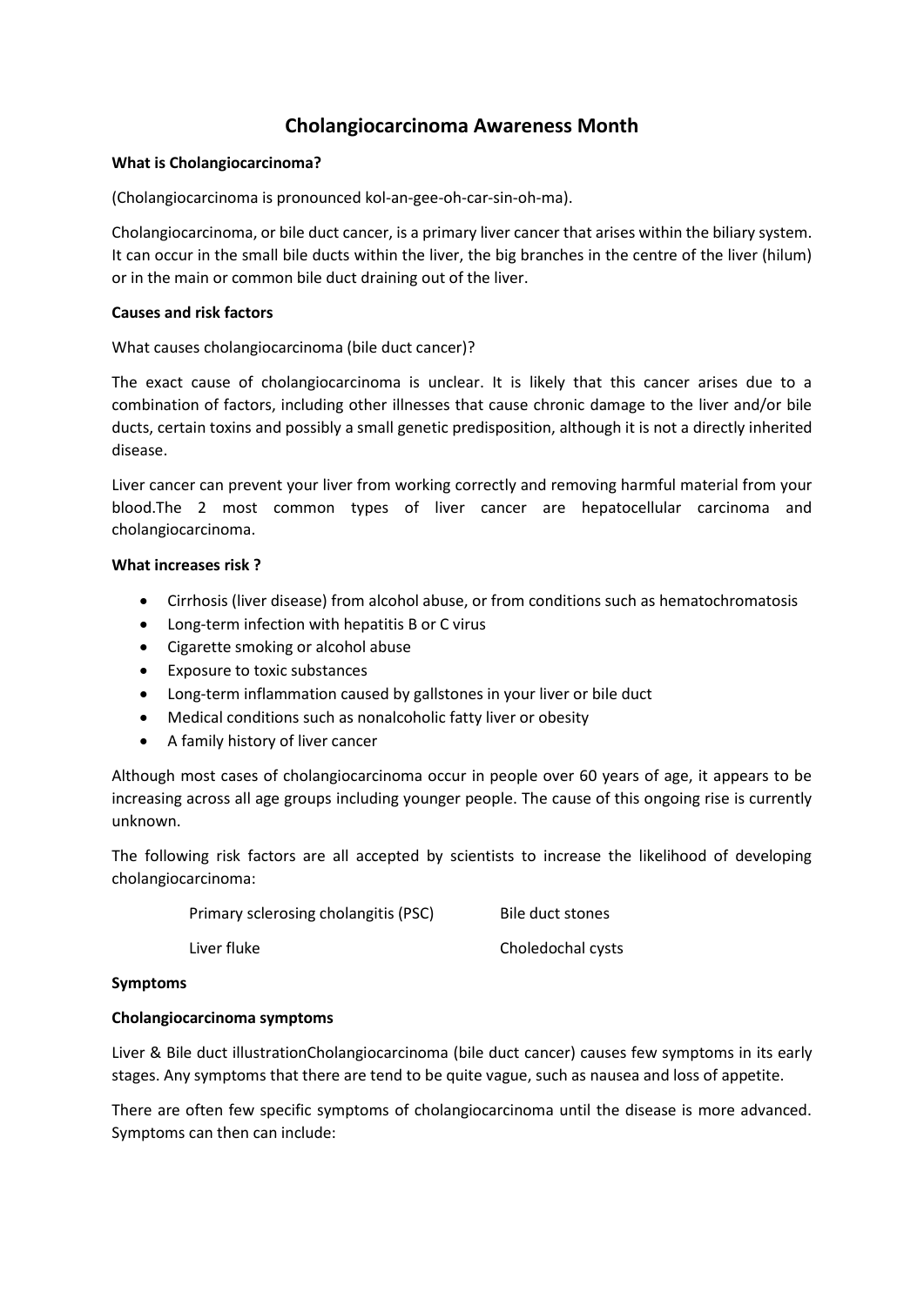# Cholangiocarcinoma Awareness Month

**What is Cholangiocarcinoma?**

(Cholangiocarcinoma is pronounced kol-an-gee-oh-car-sin-oh-ma).

Cholangiocarcinoma, or bile duct cancer, is a primary liver cancer that arises within the biliary system. It can occur in the small bile ducts within the liver, the big branches in the centre of the liver (hilum) or in the main or common bile duct draining out of the liver.

**Causes and risk factors**

What causes cholangiocarcinoma (bile duct cancer)?

The exact cause of cholangiocarcinoma is unclear. It is likely that this cancer arises due to a combination of factors, including other illnesses that cause chronic damage to the liver and/or bile ducts, certain toxins and possibly a small genetic predisposition, although it is not a directly inherited disease.

Liver cancer can prevent your liver from working correctly and removing harmful material from your blood.The 2 most common types of liver cancer are hepatocellular carcinoma and cholangiocarcinoma.

**What increases risk ?**

- Cirrhosis (liver disease) from alcohol abuse, or from conditions such as hematochromatosis
- Long-term infection with hepatitis B or C virus
- Cigarette smoking or alcohol abuse
- Exposure to toxic substances
- Long-term inflammation caused by gallstones in your liver or bile duct
- Medical conditions such as nonalcoholic fatty liver or obesity
- A family history of liver cancer

Although most cases of cholangiocarcinoma occur in people over 60 years of age, it appears to be increasing across all age groups including younger people. The cause of this ongoing rise is currently unknown.

The following risk factors are all accepted by scientists to increase the likelihood of developing cholangiocarcinoma:

| | |
|---|---|
| Primary sclerosing cholangitis (PSC) | Bile duct stones |
| Liver fluke | Choledochal cysts |

**Symptoms**

**Cholangiocarcinoma symptoms**

Liver & Bile duct illustrationCholangiocarcinoma (bile duct cancer) causes few symptoms in its early stages. Any symptoms that there are tend to be quite vague, such as nausea and loss of appetite.

There are often few specific symptoms of cholangiocarcinoma until the disease is more advanced. Symptoms can then can include: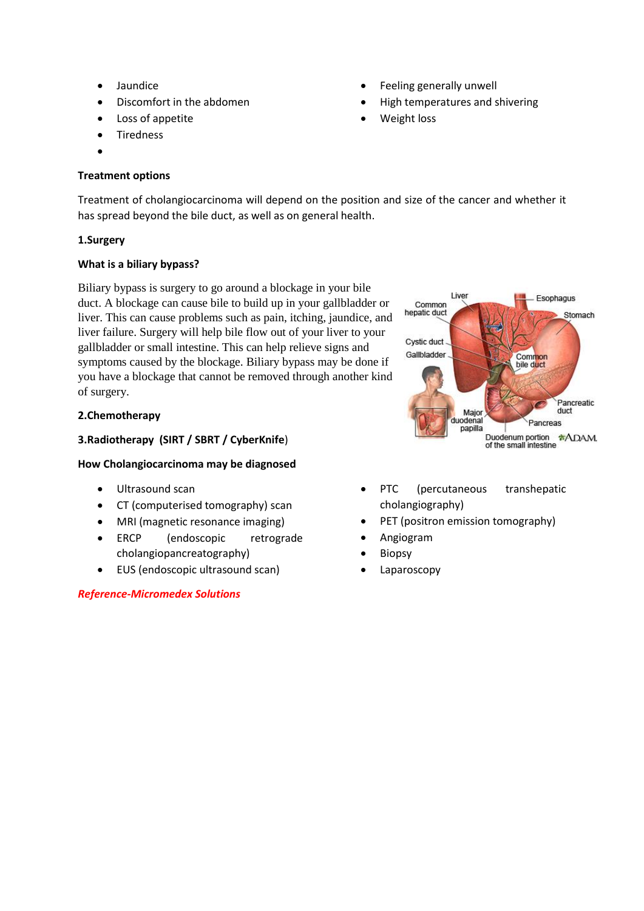- Jaundice
- Discomfort in the abdomen
- Loss of appetite
- Tiredness
- Feeling generally unwell
- High temperatures and shivering
- Weight loss

**Treatment options**

Treatment of cholangiocarcinoma will depend on the position and size of the cancer and whether it has spread beyond the bile duct, as well as on general health.

**1.Surgery**

**What is a biliary bypass?**

Biliary bypass is surgery to go around a blockage in your bile duct. A blockage can cause bile to build up in your gallbladder or liver. This can cause problems such as pain, itching, jaundice, and liver failure. Surgery will help bile flow out of your liver to your gallbladder or small intestine. This can help relieve signs and symptoms caused by the blockage. Biliary bypass may be done if you have a blockage that cannot be removed through another kind of surgery.

Liver
Esophagus
Common hepatic duct
Stomach
Cystic duct
Gallbladder
Common bile duct
Pancreatic duct
Major duodenal papilla
Pancreas
Duodenum portion of the small intestine
ADAM.

**2.Chemotherapy**

**3.Radiotherapy (SIRT / SBRT / CyberKnife)**

**How Cholangiocarcinoma may be diagnosed**

- Ultrasound scan
- CT (computerised tomography) scan
- MRI (magnetic resonance imaging)
- ERCP (endoscopic retrograde cholangiopancreatography)
- EUS (endoscopic ultrasound scan)
- PTC (percutaneous transhepatic cholangiography)
- PET (positron emission tomography)
- Angiogram
- Biopsy
- Laparoscopy

***Reference-Micromedex Solutions***